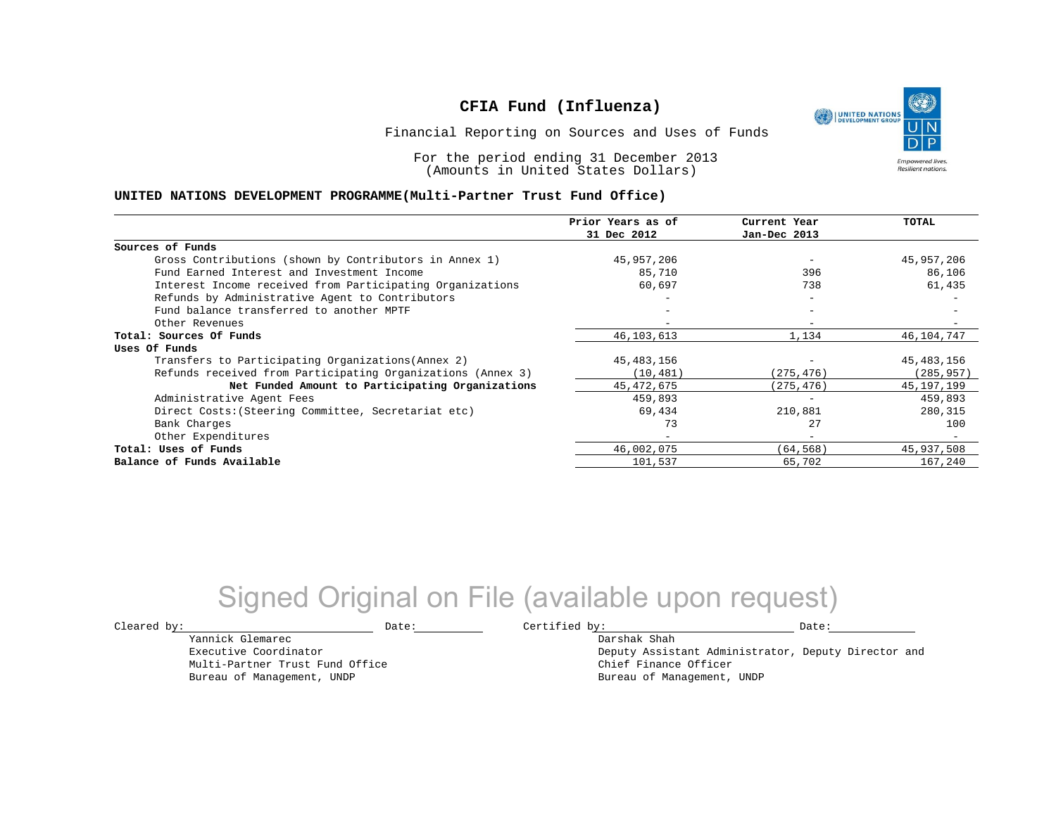# CFIA Fund (Influenza)

Financial Reporting on Sources and Uses of Funds

For the period ending 31 December 2013
(Amounts in United States Dollars)

**UNITED NATIONS DEVELOPMENT PROGRAMME(Multi-Partner Trust Fund Office)**

| | Prior Years as of 31 Dec 2012 | Current Year Jan-Dec 2013 | TOTAL |
|---|---|---|---|
| **Sources of Funds** | | | |
| Gross Contributions (shown by Contributors in Annex 1) | 45,957,206 | - | 45,957,206 |
| Fund Earned Interest and Investment Income | 85,710 | 396 | 86,106 |
| Interest Income received from Participating Organizations | 60,697 | 738 | 61,435 |
| Refunds by Administrative Agent to Contributors | - | - | - |
| Fund balance transferred to another MPTF | - | - | - |
| Other Revenues | - | - | - |
| **Total: Sources Of Funds** | 46,103,613 | 1,134 | 46,104,747 |
| **Uses Of Funds** | | | |
| Transfers to Participating Organizations(Annex 2) | 45,483,156 | - | 45,483,156 |
| Refunds received from Participating Organizations (Annex 3) | (10,481) | (275,476) | (285,957) |
| **Net Funded Amount to Participating Organizations** | 45,472,675 | (275,476) | 45,197,199 |
| Administrative Agent Fees | 459,893 | - | 459,893 |
| Direct Costs:(Steering Committee, Secretariat etc) | 69,434 | 210,881 | 280,315 |
| Bank Charges | 73 | 27 | 100 |
| Other Expenditures | - | - | - |
| **Total: Uses of Funds** | 46,002,075 | (64,568) | 45,937,508 |
| **Balance of Funds Available** | 101,537 | 65,702 | 167,240 |

Signed Original on File (available upon request)

Cleared by: ____________________ Date: __________

Yannick Glemarec
Executive Coordinator
Multi-Partner Trust Fund Office
Bureau of Management, UNDP

Certified by: ____________________ Date: __________

Darshak Shah
Deputy Assistant Administrator, Deputy Director and
Chief Finance Officer
Bureau of Management, UNDP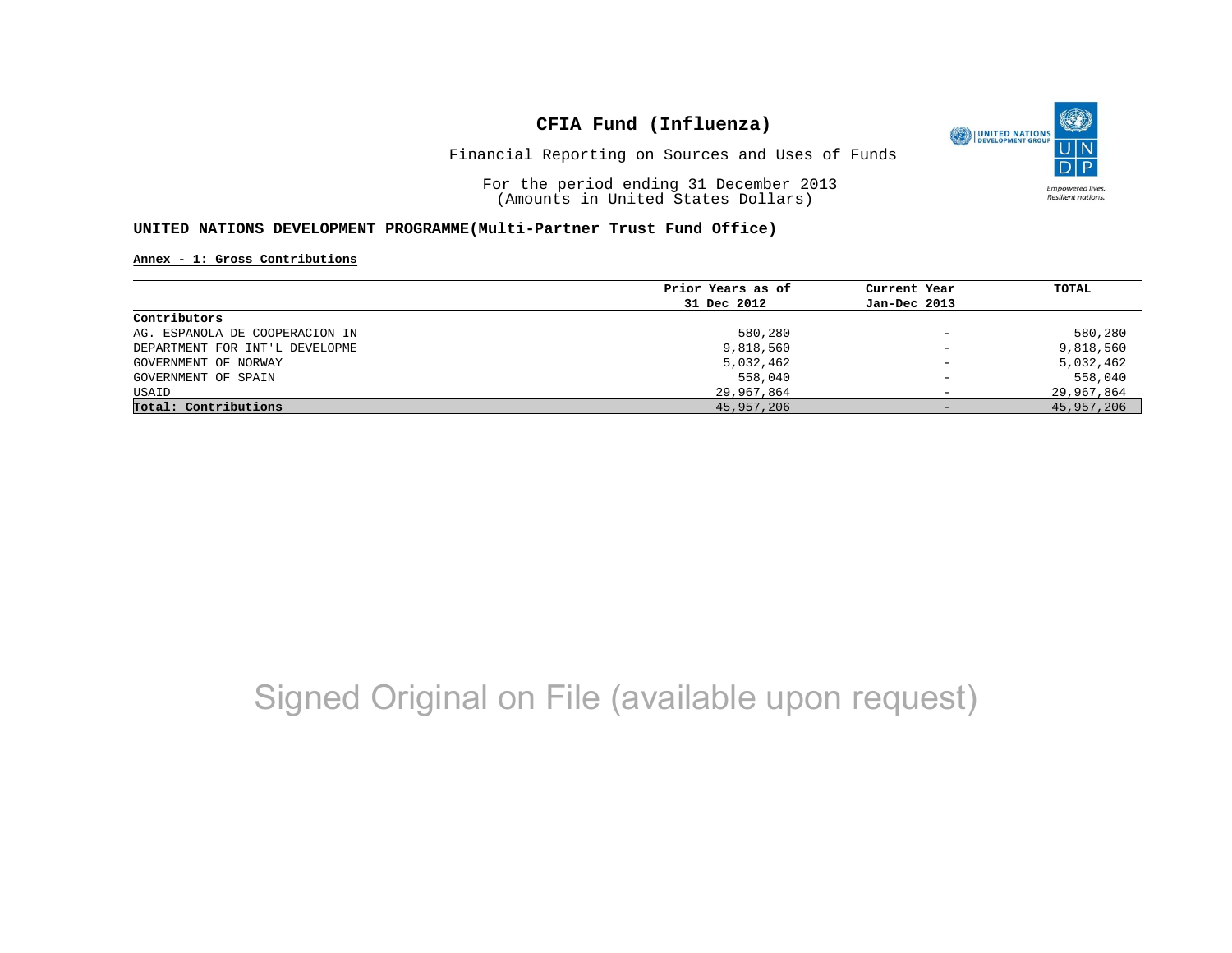# CFIA Fund (Influenza)

Financial Reporting on Sources and Uses of Funds

For the period ending 31 December 2013
(Amounts in United States Dollars)

**UNITED NATIONS DEVELOPMENT PROGRAMME(Multi-Partner Trust Fund Office)**

**Annex - 1: Gross Contributions**

| | Prior Years as of 31 Dec 2012 | Current Year Jan-Dec 2013 | TOTAL |
|---|---|---|---|
| **Contributors** | | | |
| AG. ESPANOLA DE COOPERACION IN | 580,280 | - | 580,280 |
| DEPARTMENT FOR INT'L DEVELOPME | 9,818,560 | - | 9,818,560 |
| GOVERNMENT OF NORWAY | 5,032,462 | - | 5,032,462 |
| GOVERNMENT OF SPAIN | 558,040 | - | 558,040 |
| USAID | 29,967,864 | - | 29,967,864 |
| **Total: Contributions** | 45,957,206 | - | 45,957,206 |

Signed Original on File (available upon request)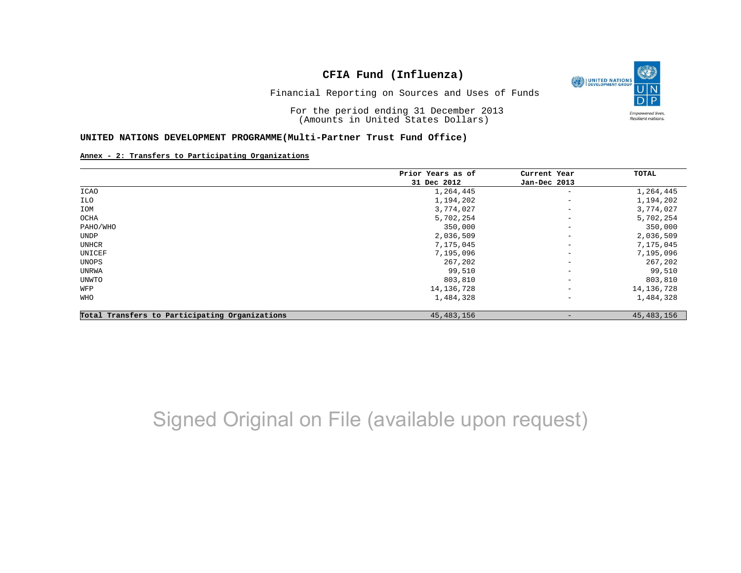# CFIA Fund (Influenza)

Financial Reporting on Sources and Uses of Funds

For the period ending 31 December 2013
(Amounts in United States Dollars)

**UNITED NATIONS DEVELOPMENT PROGRAMME(Multi-Partner Trust Fund Office)**

**Annex - 2: Transfers to Participating Organizations**

| | Prior Years as of 31 Dec 2012 | Current Year Jan-Dec 2013 | TOTAL |
|---|---|---|---|
| ICAO | 1,264,445 | - | 1,264,445 |
| ILO | 1,194,202 | - | 1,194,202 |
| IOM | 3,774,027 | - | 3,774,027 |
| OCHA | 5,702,254 | - | 5,702,254 |
| PAHO/WHO | 350,000 | - | 350,000 |
| UNDP | 2,036,509 | - | 2,036,509 |
| UNHCR | 7,175,045 | - | 7,175,045 |
| UNICEF | 7,195,096 | - | 7,195,096 |
| UNOPS | 267,202 | - | 267,202 |
| UNRWA | 99,510 | - | 99,510 |
| UNWTO | 803,810 | - | 803,810 |
| WFP | 14,136,728 | - | 14,136,728 |
| WHO | 1,484,328 | - | 1,484,328 |
| **Total Transfers to Participating Organizations** | 45,483,156 | - | 45,483,156 |

Signed Original on File (available upon request)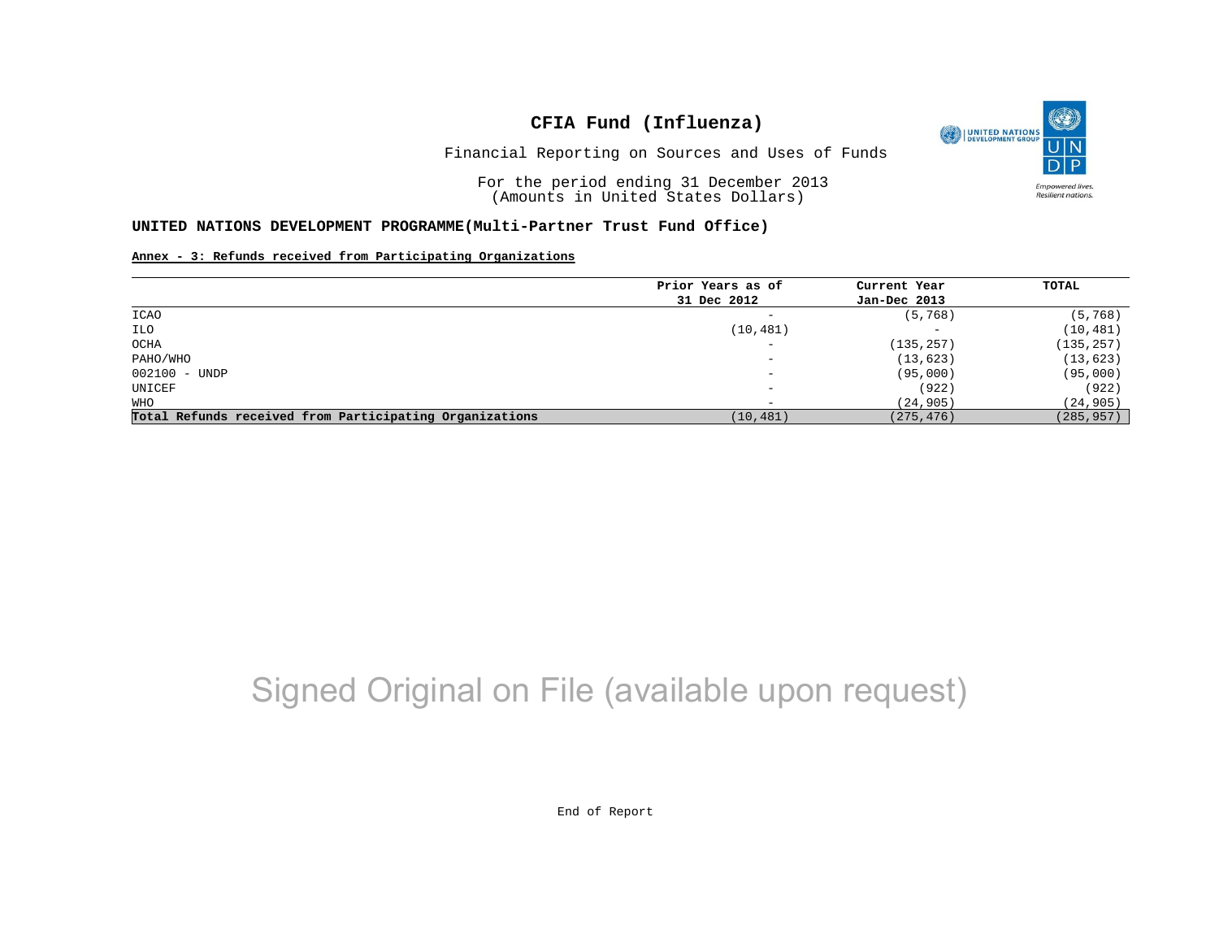# CFIA Fund (Influenza)

Financial Reporting on Sources and Uses of Funds

For the period ending 31 December 2013
(Amounts in United States Dollars)

**UNITED NATIONS DEVELOPMENT PROGRAMME(Multi-Partner Trust Fund Office)**

**Annex - 3: Refunds received from Participating Organizations**

| | Prior Years as of 31 Dec 2012 | Current Year Jan-Dec 2013 | TOTAL |
|---|---|---|---|
| ICAO | - | (5,768) | (5,768) |
| ILO | (10,481) | - | (10,481) |
| OCHA | - | (135,257) | (135,257) |
| PAHO/WHO | - | (13,623) | (13,623) |
| 002100 - UNDP | - | (95,000) | (95,000) |
| UNICEF | - | (922) | (922) |
| WHO | - | (24,905) | (24,905) |
| **Total Refunds received from Participating Organizations** | (10,481) | (275,476) | (285,957) |

Signed Original on File (available upon request)

End of Report